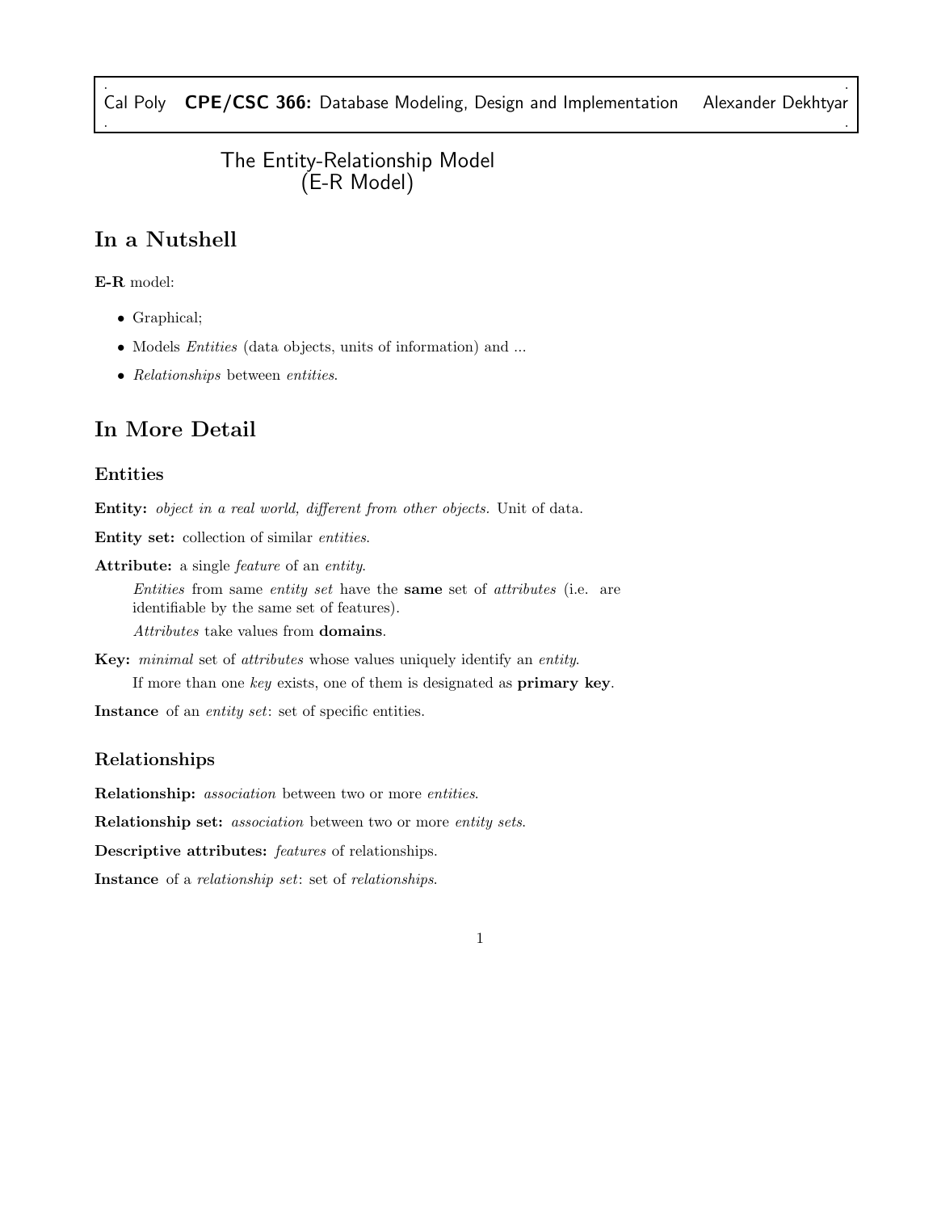# The Entity-Relationship Model (E-R Model)

## In a Nutshell

**E-R** model:

- Graphical;
- Models *Entities* (data objects, units of information) and ...
- *Relationships* between *entities*.

## In More Detail

### Entities

**Entity:** *object in a real world, different from other objects.* Unit of data.

**Entity set:** collection of similar *entities*.

**Attribute:** a single *feature* of an *entity*.

*Entities* from same *entity set* have the **same** set of *attributes* (i.e. are identifiable by the same set of features).

*Attributes* take values from **domains**.

**Key:** *minimal* set of *attributes* whose values uniquely identify an *entity*.

If more than one *key* exists, one of them is designated as **primary key**.

**Instance** of an *entity set*: set of specific entities.

### Relationships

**Relationship:** *association* between two or more *entities*.

**Relationship set:** *association* between two or more *entity sets*.

**Descriptive attributes:** *features* of relationships.

**Instance** of a *relationship set*: set of *relationships*.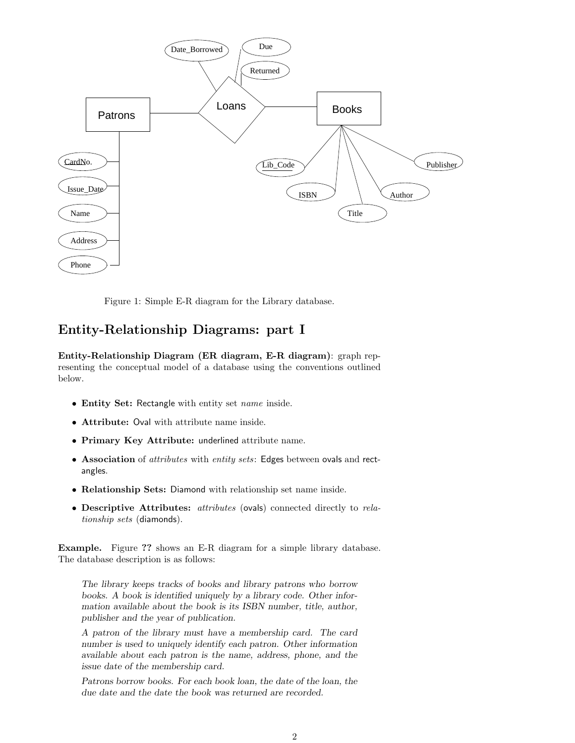Date_Borrowed

Due

Returned

Loans

Patrons

Books

CardNo.

Issue_Date

Name

Address

Phone

Lib_Code

ISBN

Title

Author

Publisher

Figure 1: Simple E-R diagram for the Library database.

## Entity-Relationship Diagrams: part I

**Entity-Relationship Diagram (ER diagram, E-R diagram)**: graph representing the conceptual model of a database using the conventions outlined below.

- **Entity Set:** Rectangle with entity set *name* inside.
- **Attribute:** Oval with attribute name inside.
- **Primary Key Attribute:** underlined attribute name.
- **Association** of *attributes* with *entity sets*: Edges between ovals and rectangles.
- **Relationship Sets:** Diamond with relationship set name inside.
- **Descriptive Attributes:** *attributes* (ovals) connected directly to *relationship sets* (diamonds).

**Example.** Figure **??** shows an E-R diagram for a simple library database. The database description is as follows:

> *The library keeps tracks of books and library patrons who borrow books. A book is identified uniquely by a library code. Other information available about the book is its ISBN number, title, author, publisher and the year of publication.*
>
> *A patron of the library must have a membership card. The card number is used to uniquely identify each patron. Other information available about each patron is the name, address, phone, and the issue date of the membership card.*
>
> *Patrons borrow books. For each book loan, the date of the loan, the due date and the date the book was returned are recorded.*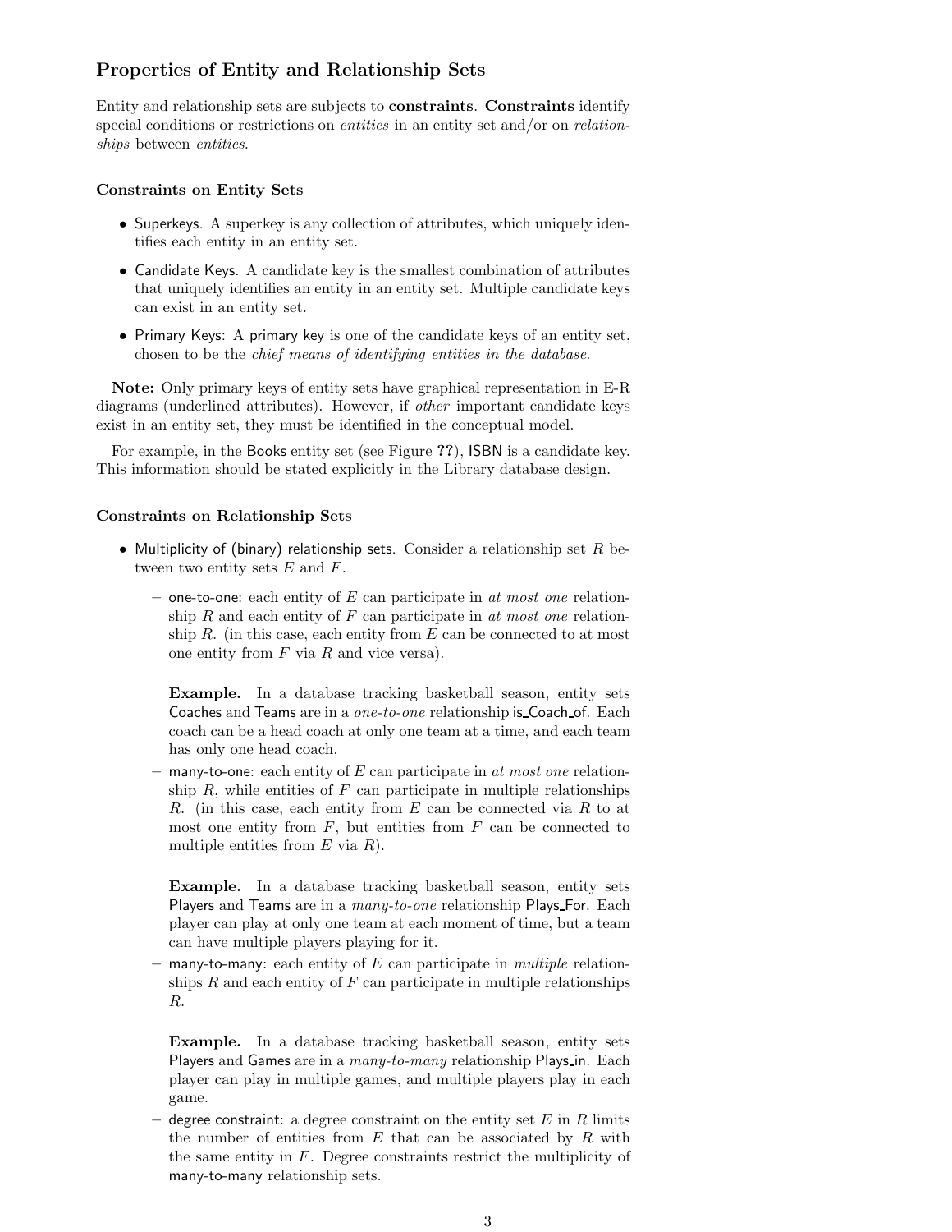### Properties of Entity and Relationship Sets

Entity and relationship sets are subjects to **constraints**. **Constraints** identify special conditions or restrictions on *entities* in an entity set and/or on *relationships* between *entities*.

#### Constraints on Entity Sets

- Superkeys. A superkey is any collection of attributes, which uniquely identifies each entity in an entity set.
- Candidate Keys. A candidate key is the smallest combination of attributes that uniquely identifies an entity in an entity set. Multiple candidate keys can exist in an entity set.
- Primary Keys: A primary key is one of the candidate keys of an entity set, chosen to be the *chief means of identifying entities in the database*.

**Note:** Only primary keys of entity sets have graphical representation in E-R diagrams (underlined attributes). However, if *other* important candidate keys exist in an entity set, they must be identified in the conceptual model.

For example, in the Books entity set (see Figure **??**), ISBN is a candidate key. This information should be stated explicitly in the Library database design.

#### Constraints on Relationship Sets

- Multiplicity of (binary) relationship sets. Consider a relationship set $R$ between two entity sets $E$ and $F$.
  - one-to-one: each entity of $E$ can participate in *at most one* relationship $R$ and each entity of $F$ can participate in *at most one* relationship $R$. (in this case, each entity from $E$ can be connected to at most one entity from $F$ via $R$ and vice versa).

    **Example.** In a database tracking basketball season, entity sets Coaches and Teams are in a *one-to-one* relationship is_Coach_of. Each coach can be a head coach at only one team at a time, and each team has only one head coach.
  - many-to-one: each entity of $E$ can participate in *at most one* relationship $R$, while entities of $F$ can participate in multiple relationships $R$. (in this case, each entity from $E$ can be connected via $R$ to at most one entity from $F$, but entities from $F$ can be connected to multiple entities from $E$ via $R$).

    **Example.** In a database tracking basketball season, entity sets Players and Teams are in a *many-to-one* relationship Plays_For. Each player can play at only one team at each moment of time, but a team can have multiple players playing for it.
  - many-to-many: each entity of $E$ can participate in *multiple* relationships $R$ and each entity of $F$ can participate in multiple relationships $R$.

    **Example.** In a database tracking basketball season, entity sets Players and Games are in a *many-to-many* relationship Plays_in. Each player can play in multiple games, and multiple players play in each game.
  - degree constraint: a degree constraint on the entity set $E$ in $R$ limits the number of entities from $E$ that can be associated by $R$ with the same entity in $F$. Degree constraints restrict the multiplicity of many-to-many relationship sets.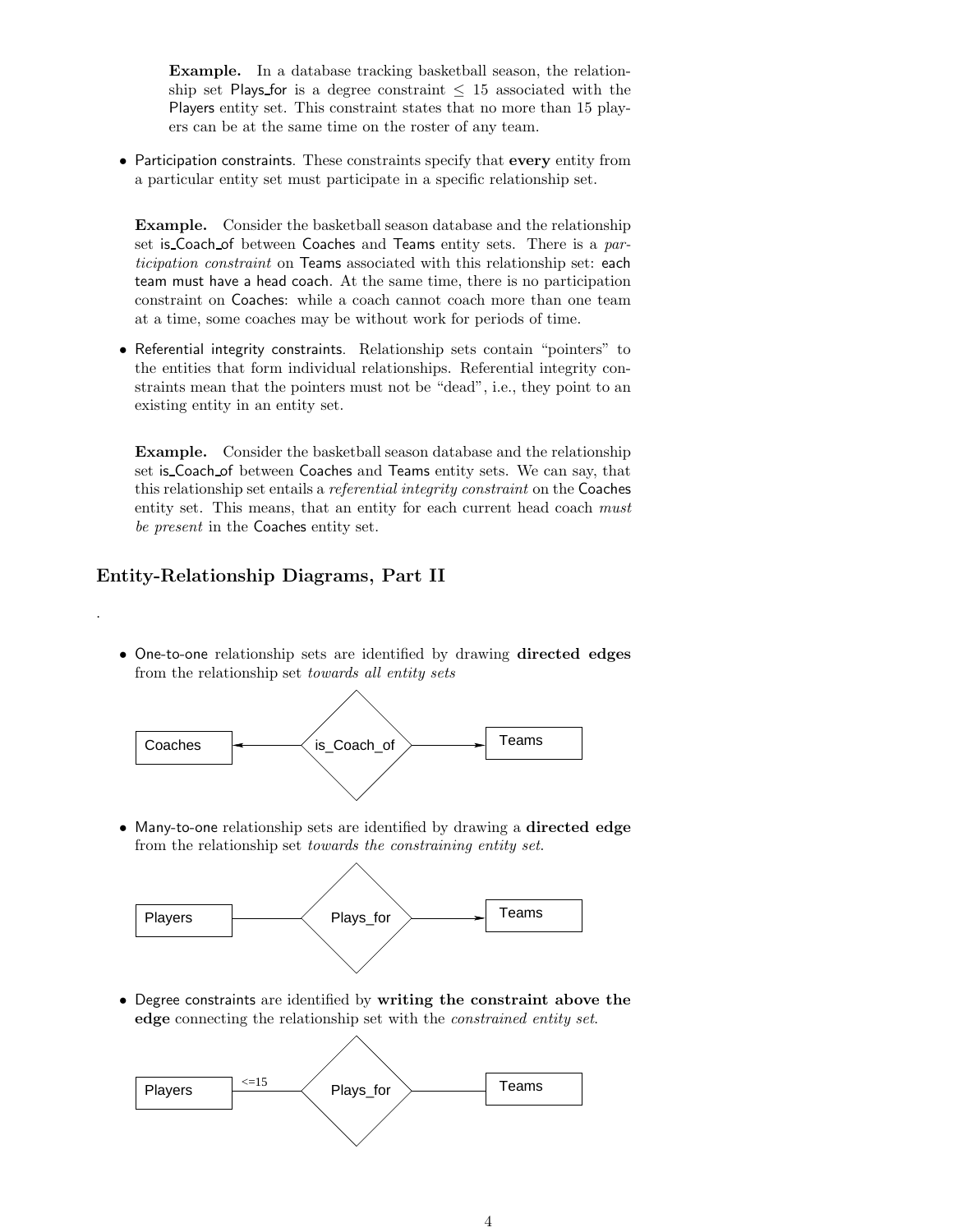**Example.** In a database tracking basketball season, the relationship set Plays_for is a degree constraint $\leq 15$ associated with the Players entity set. This constraint states that no more than 15 players can be at the same time on the roster of any team.

- Participation constraints. These constraints specify that **every** entity from a particular entity set must participate in a specific relationship set.

  **Example.** Consider the basketball season database and the relationship set is_Coach_of between Coaches and Teams entity sets. There is a *participation constraint* on Teams associated with this relationship set: each team must have a head coach. At the same time, there is no participation constraint on Coaches: while a coach cannot coach more than one team at a time, some coaches may be without work for periods of time.

- Referential integrity constraints. Relationship sets contain "pointers" to the entities that form individual relationships. Referential integrity constraints mean that the pointers must not be "dead", i.e., they point to an existing entity in an entity set.

  **Example.** Consider the basketball season database and the relationship set is_Coach_of between Coaches and Teams entity sets. We can say, that this relationship set entails a *referential integrity constraint* on the Coaches entity set. This means, that an entity for each current head coach *must be present* in the Coaches entity set.

## Entity-Relationship Diagrams, Part II

.

- One-to-one relationship sets are identified by drawing **directed edges** from the relationship set *towards all entity sets*

Coaches

is_Coach_of

Teams

- Many-to-one relationship sets are identified by drawing a **directed edge** from the relationship set *towards the constraining entity set*.

Players

Plays_for

Teams

- Degree constraints are identified by **writing the constraint above the edge** connecting the relationship set with the *constrained entity set*.

Players

<=15

Plays_for

Teams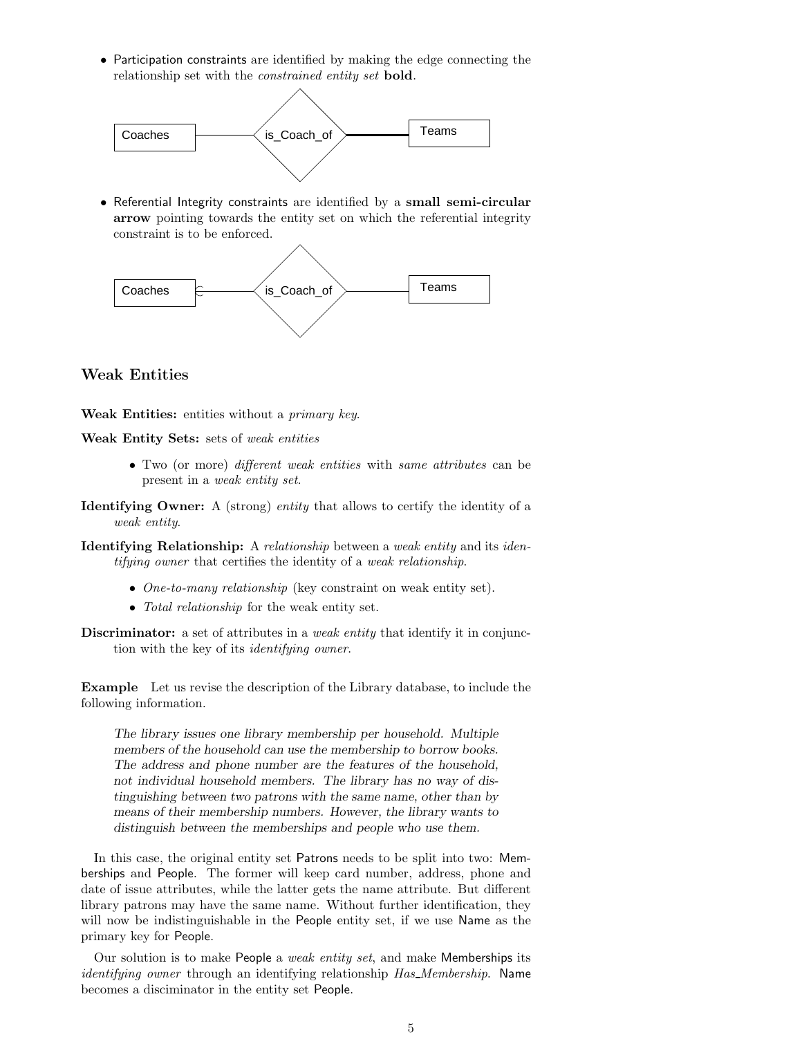- Participation constraints are identified by making the edge connecting the relationship set with the *constrained entity set* **bold**.

Coaches

is_Coach_of

Teams

- Referential Integrity constraints are identified by a **small semi-circular arrow** pointing towards the entity set on which the referential integrity constraint is to be enforced.

Coaches

is_Coach_of

Teams

## Weak Entities

**Weak Entities:** entities without a *primary key*.

**Weak Entity Sets:** sets of *weak entities*

- Two (or more) *different weak entities* with *same attributes* can be present in a *weak entity set*.

**Identifying Owner:** A (strong) *entity* that allows to certify the identity of a *weak entity*.

**Identifying Relationship:** A *relationship* between a *weak entity* and its *identifying owner* that certifies the identity of a *weak relationship*.

- *One-to-many relationship* (key constraint on weak entity set).
- *Total relationship* for the weak entity set.

**Discriminator:** a set of attributes in a *weak entity* that identify it in conjunction with the key of its *identifying owner*.

**Example** Let us revise the description of the Library database, to include the following information.

> *The library issues one library membership per household. Multiple members of the household can use the membership to borrow books. The address and phone number are the features of the household, not individual household members. The library has no way of distinguishing between two patrons with the same name, other than by means of their membership numbers. However, the library wants to distinguish between the memberships and people who use them.*

In this case, the original entity set Patrons needs to be split into two: Memberships and People. The former will keep card number, address, phone and date of issue attributes, while the latter gets the name attribute. But different library patrons may have the same name. Without further identification, they will now be indistinguishable in the People entity set, if we use Name as the primary key for People.

Our solution is to make People a *weak entity set*, and make Memberships its *identifying owner* through an identifying relationship *Has_Membership*. Name becomes a discriminator in the entity set People.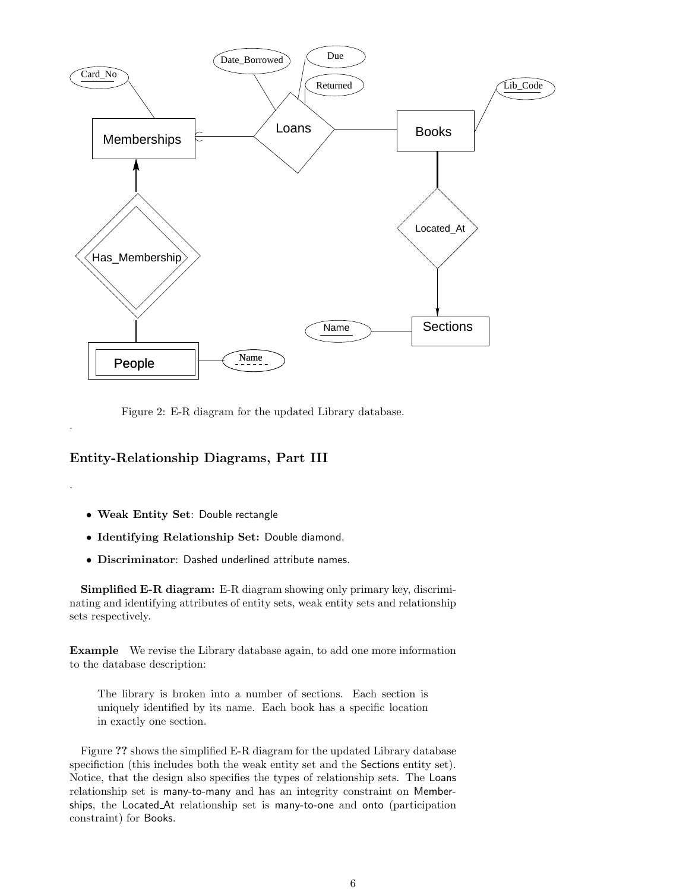Figure 2: E-R diagram for the updated Library database.

## Entity-Relationship Diagrams, Part III

- **Weak Entity Set**: Double rectangle
- **Identifying Relationship Set:** Double diamond.
- **Discriminator**: Dashed underlined attribute names.

**Simplified E-R diagram:** E-R diagram showing only primary key, discriminating and identifying attributes of entity sets, weak entity sets and relationship sets respectively.

**Example** We revise the Library database again, to add one more information to the database description:

> The library is broken into a number of sections. Each section is uniquely identified by its name. Each book has a specific location in exactly one section.

Figure **??** shows the simplified E-R diagram for the updated Library database specifiction (this includes both the weak entity set and the Sections entity set). Notice, that the design also specifies the types of relationship sets. The Loans relationship set is many-to-many and has an integrity constraint on Memberships, the Located_At relationship set is many-to-one and onto (participation constraint) for Books.